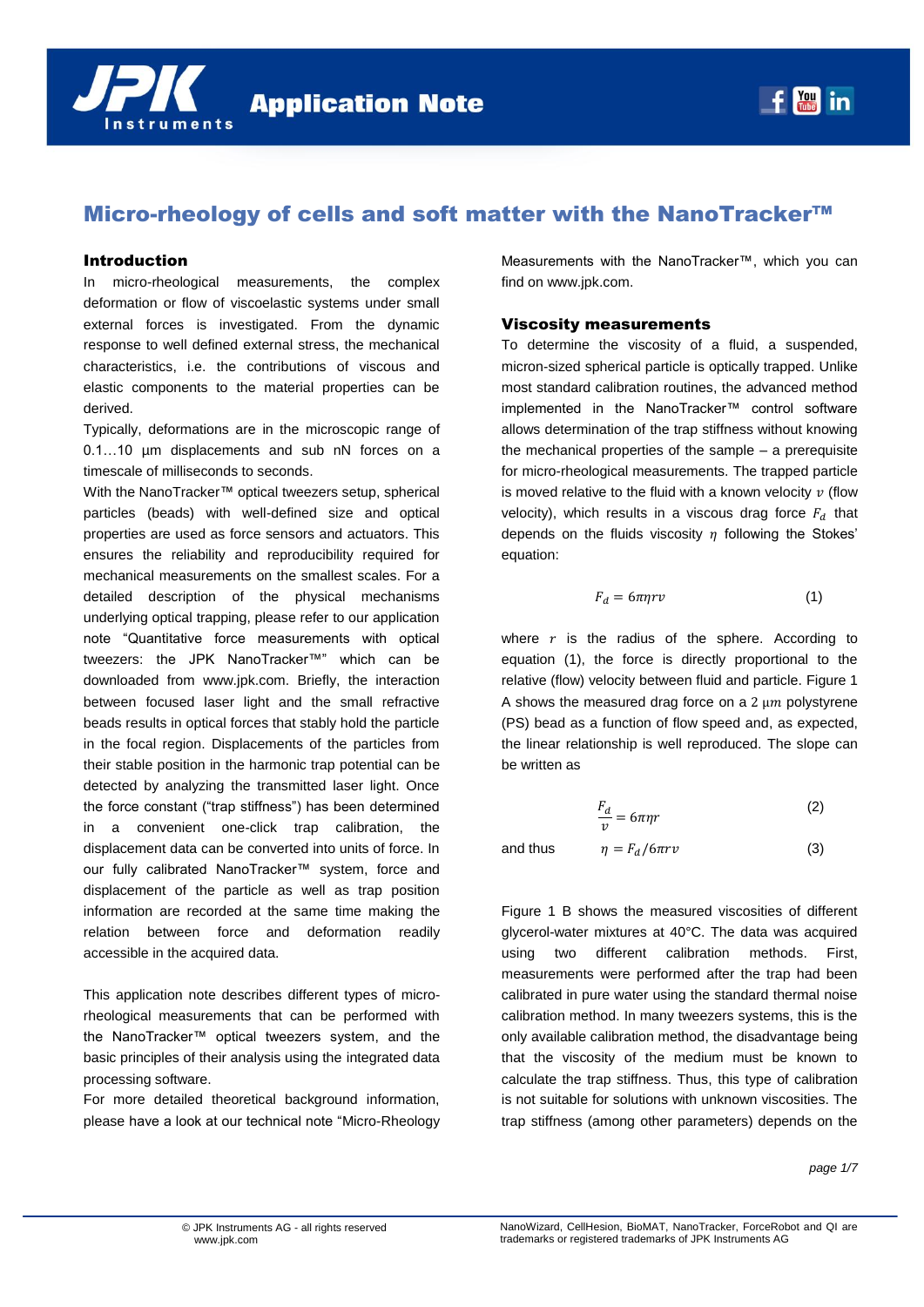# Micro-rheology of cells and soft matter with the NanoTracker™

## Introduction

In micro-rheological measurements, the complex deformation or flow of viscoelastic systems under small external forces is investigated. From the dynamic response to well defined external stress, the mechanical characteristics, i.e. the contributions of viscous and elastic components to the material properties can be derived.

Typically, deformations are in the microscopic range of 0.1…10 µm displacements and sub nN forces on a timescale of milliseconds to seconds.

With the NanoTracker™ optical tweezers setup, spherical particles (beads) with well-defined size and optical properties are used as force sensors and actuators. This ensures the reliability and reproducibility required for mechanical measurements on the smallest scales. For a detailed description of the physical mechanisms underlying optical trapping, please refer to our application note "Quantitative force measurements with optical tweezers: the JPK NanoTracker™" which can be downloaded from www.jpk.com. Briefly, the interaction between focused laser light and the small refractive beads results in optical forces that stably hold the particle in the focal region. Displacements of the particles from their stable position in the harmonic trap potential can be detected by analyzing the transmitted laser light. Once the force constant ("trap stiffness") has been determined in a convenient one-click trap calibration, the displacement data can be converted into units of force. In our fully calibrated NanoTracker™ system, force and displacement of the particle as well as trap position information are recorded at the same time making the relation between force and deformation readily accessible in the acquired data.

This application note describes different types of micro-rheological measurements that can be performed with the NanoTracker™ optical tweezers system, and the basic principles of their analysis using the integrated data processing software.

For more detailed theoretical background information, please have a look at our technical note "Micro-Rheology Measurements with the NanoTracker™, which you can find on www.jpk.com.

## Viscosity measurements

To determine the viscosity of a fluid, a suspended, micron-sized spherical particle is optically trapped. Unlike most standard calibration routines, the advanced method implemented in the NanoTracker™ control software allows determination of the trap stiffness without knowing the mechanical properties of the sample – a prerequisite for micro-rheological measurements. The trapped particle is moved relative to the fluid with a known velocity $v$ (flow velocity), which results in a viscous drag force $F_d$ that depends on the fluids viscosity $\eta$ following the Stokes' equation:

$$F_d = 6\pi\eta r v \tag{1}$$

where $r$ is the radius of the sphere. According to equation (1), the force is directly proportional to the relative (flow) velocity between fluid and particle. Figure 1 A shows the measured drag force on a 2 $\mu m$ polystyrene (PS) bead as a function of flow speed and, as expected, the linear relationship is well reproduced. The slope can be written as

$$\frac{F_d}{v} = 6\pi\eta r \tag{2}$$

and thus

$$\eta = F_d / 6\pi r v \tag{3}$$

Figure 1 B shows the measured viscosities of different glycerol-water mixtures at 40°C. The data was acquired using two different calibration methods. First, measurements were performed after the trap had been calibrated in pure water using the standard thermal noise calibration method. In many tweezers systems, this is the only available calibration method, the disadvantage being that the viscosity of the medium must be known to calculate the trap stiffness. Thus, this type of calibration is not suitable for solutions with unknown viscosities. The trap stiffness (among other parameters) depends on the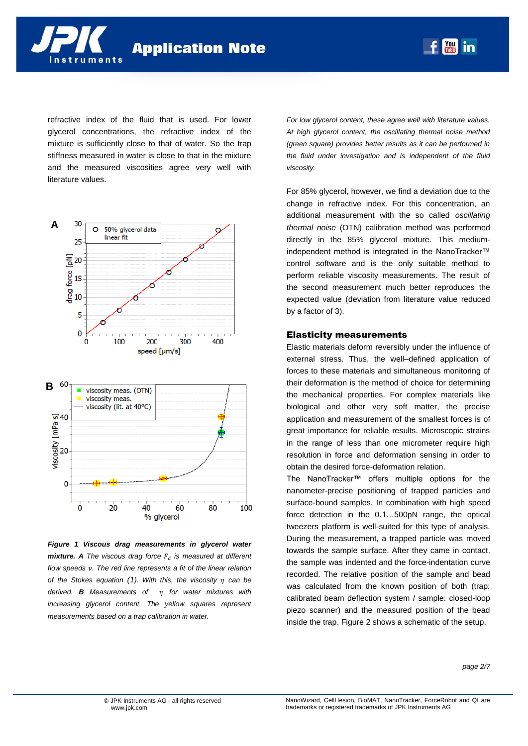refractive index of the fluid that is used. For lower glycerol concentrations, the refractive index of the mixture is sufficiently close to that of water. So the trap stiffness measured in water is close to that in the mixture and the measured viscosities agree very well with literature values.

***Figure 1 Viscous drag measurements in glycerol water mixture. A*** *The viscous drag force $F_d$ is measured at different flow speeds $v$. The red line represents a fit of the linear relation of the Stokes equation (1). With this, the viscosity $\eta$ can be derived.* ***B*** *Measurements of $\eta$ for water mixtures with increasing glycerol content. The yellow squares represent measurements based on a trap calibration in water. For low glycerol content, these agree well with literature values. At high glycerol content, the oscillating thermal noise method (green square) provides better results as it can be performed in the fluid under investigation and is independent of the fluid viscosity.*

For 85% glycerol, however, we find a deviation due to the change in refractive index. For this concentration, an additional measurement with the so called *oscillating thermal noise* (OTN) calibration method was performed directly in the 85% glycerol mixture. This medium-independent method is integrated in the NanoTracker™ control software and is the only suitable method to perform reliable viscosity measurements. The result of the second measurement much better reproduces the expected value (deviation from literature value reduced by a factor of 3).

## Elasticity measurements

Elastic materials deform reversibly under the influence of external stress. Thus, the well–defined application of forces to these materials and simultaneous monitoring of their deformation is the method of choice for determining the mechanical properties. For complex materials like biological and other very soft matter, the precise application and measurement of the smallest forces is of great importance for reliable results. Microscopic strains in the range of less than one micrometer require high resolution in force and deformation sensing in order to obtain the desired force-deformation relation.

The NanoTracker™ offers multiple options for the nanometer-precise positioning of trapped particles and surface-bound samples. In combination with high speed force detection in the 0.1…500pN range, the optical tweezers platform is well-suited for this type of analysis. During the measurement, a trapped particle was moved towards the sample surface. After they came in contact, the sample was indented and the force-indentation curve recorded. The relative position of the sample and bead was calculated from the known position of both (trap: calibrated beam deflection system / sample: closed-loop piezo scanner) and the measured position of the bead inside the trap. Figure 2 shows a schematic of the setup.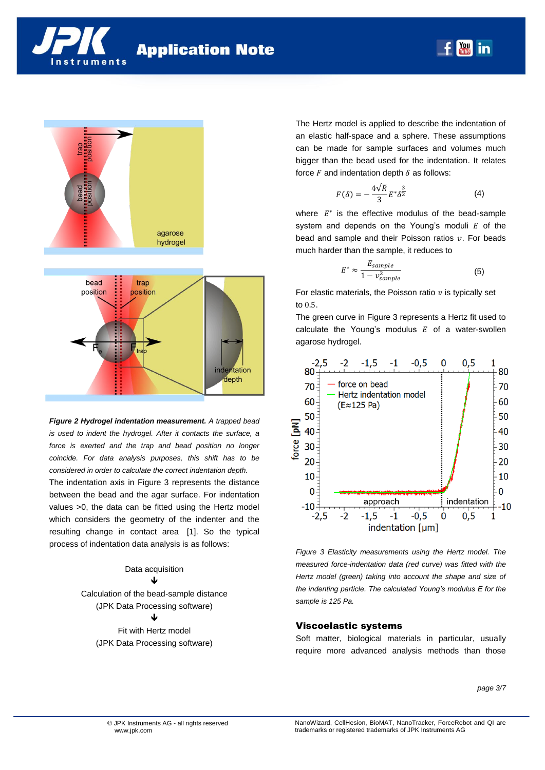*Figure 2 Hydrogel indentation measurement.* *A trapped bead is used to indent the hydrogel. After it contacts the surface, a force is exerted and the trap and bead position no longer coincide. For data analysis purposes, this shift has to be considered in order to calculate the correct indentation depth.*

The indentation axis in Figure 3 represents the distance between the bead and the agar surface. For indentation values >0, the data can be fitted using the Hertz model which considers the geometry of the indenter and the resulting change in contact area [1]. So the typical process of indentation data analysis is as follows:

Data acquisition
↓
Calculation of the bead-sample distance
(JPK Data Processing software)
↓
Fit with Hertz model
(JPK Data Processing software)

The Hertz model is applied to describe the indentation of an elastic half-space and a sphere. These assumptions can be made for sample surfaces and volumes much bigger than the bead used for the indentation. It relates force $F$ and indentation depth $\delta$ as follows:

$$F(\delta) = -\frac{4\sqrt{R}}{3}E^{*}\delta^{\frac{3}{2}} \qquad (4)$$

where $E^{*}$ is the effective modulus of the bead-sample system and depends on the Young's moduli $E$ of the bead and sample and their Poisson ratios $v$. For beads much harder than the sample, it reduces to

$$E^{*} \approx \frac{E_{sample}}{1 - v_{sample}^{2}} \qquad (5)$$

For elastic materials, the Poisson ratio $v$ is typically set to $0.5$.

The green curve in Figure 3 represents a Hertz fit used to calculate the Young's modulus $E$ of a water-swollen agarose hydrogel.

*Figure 3 Elasticity measurements using the Hertz model. The measured force-indentation data (red curve) was fitted with the Hertz model (green) taking into account the shape and size of the indenting particle. The calculated Young's modulus E for the sample is 125 Pa.*

## Viscoelastic systems

Soft matter, biological materials in particular, usually require more advanced analysis methods than those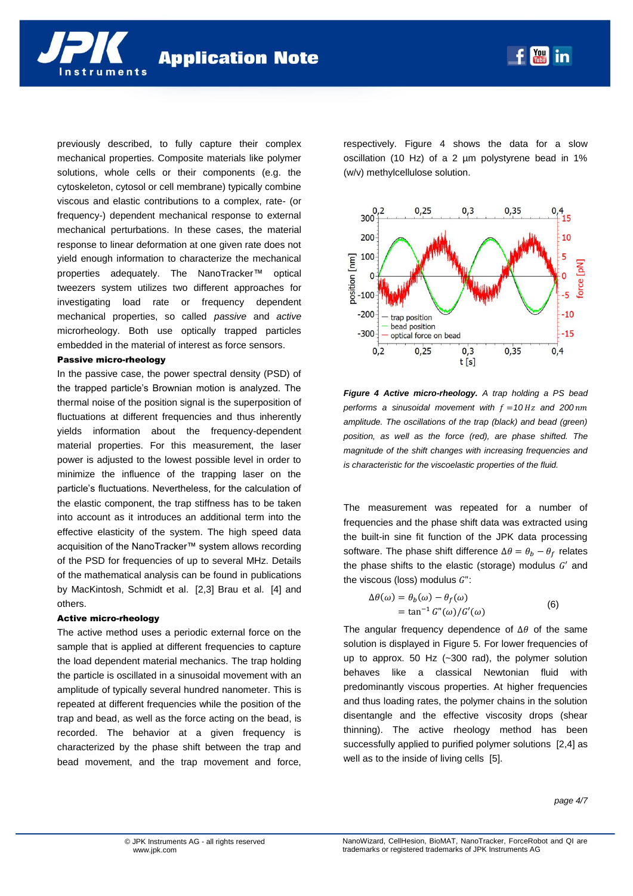previously described, to fully capture their complex mechanical properties. Composite materials like polymer solutions, whole cells or their components (e.g. the cytoskeleton, cytosol or cell membrane) typically combine viscous and elastic contributions to a complex, rate- (or frequency-) dependent mechanical response to external mechanical perturbations. In these cases, the material response to linear deformation at one given rate does not yield enough information to characterize the mechanical properties adequately. The NanoTracker™ optical tweezers system utilizes two different approaches for investigating load rate or frequency dependent mechanical properties, so called *passive* and *active* microrheology. Both use optically trapped particles embedded in the material of interest as force sensors.

**Passive micro-rheology**

In the passive case, the power spectral density (PSD) of the trapped particle's Brownian motion is analyzed. The thermal noise of the position signal is the superposition of fluctuations at different frequencies and thus inherently yields information about the frequency-dependent material properties. For this measurement, the laser power is adjusted to the lowest possible level in order to minimize the influence of the trapping laser on the particle's fluctuations. Nevertheless, for the calculation of the elastic component, the trap stiffness has to be taken into account as it introduces an additional term into the effective elasticity of the system. The high speed data acquisition of the NanoTracker™ system allows recording of the PSD for frequencies of up to several MHz. Details of the mathematical analysis can be found in publications by MacKintosh, Schmidt et al. [2,3] Brau et al. [4] and others.

**Active micro-rheology**

The active method uses a periodic external force on the sample that is applied at different frequencies to capture the load dependent material mechanics. The trap holding the particle is oscillated in a sinusoidal movement with an amplitude of typically several hundred nanometer. This is repeated at different frequencies while the position of the trap and bead, as well as the force acting on the bead, is recorded. The behavior at a given frequency is characterized by the phase shift between the trap and bead movement, and the trap movement and force, respectively. Figure 4 shows the data for a slow oscillation (10 Hz) of a 2 µm polystyrene bead in 1% (w/v) methylcellulose solution.

***Figure 4 Active micro-rheology.*** *A trap holding a PS bead performs a sinusoidal movement with $f = 10\,Hz$ and $200\,nm$ amplitude. The oscillations of the trap (black) and bead (green) position, as well as the force (red), are phase shifted. The magnitude of the shift changes with increasing frequencies and is characteristic for the viscoelastic properties of the fluid.*

The measurement was repeated for a number of frequencies and the phase shift data was extracted using the built-in sine fit function of the JPK data processing software. The phase shift difference $\Delta\theta = \theta_b - \theta_f$ relates the phase shifts to the elastic (storage) modulus $G'$ and the viscous (loss) modulus $G''$:

$$\begin{aligned}\Delta\theta(\omega) &= \theta_b(\omega) - \theta_f(\omega) \\ &= \tan^{-1} G''(\omega)/G'(\omega)\end{aligned} \qquad (6)$$

The angular frequency dependence of $\Delta\theta$ of the same solution is displayed in Figure 5. For lower frequencies of up to approx. 50 Hz (~300 rad), the polymer solution behaves like a classical Newtonian fluid with predominantly viscous properties. At higher frequencies and thus loading rates, the polymer chains in the solution disentangle and the effective viscosity drops (shear thinning). The active rheology method has been successfully applied to purified polymer solutions [2,4] as well as to the inside of living cells [5].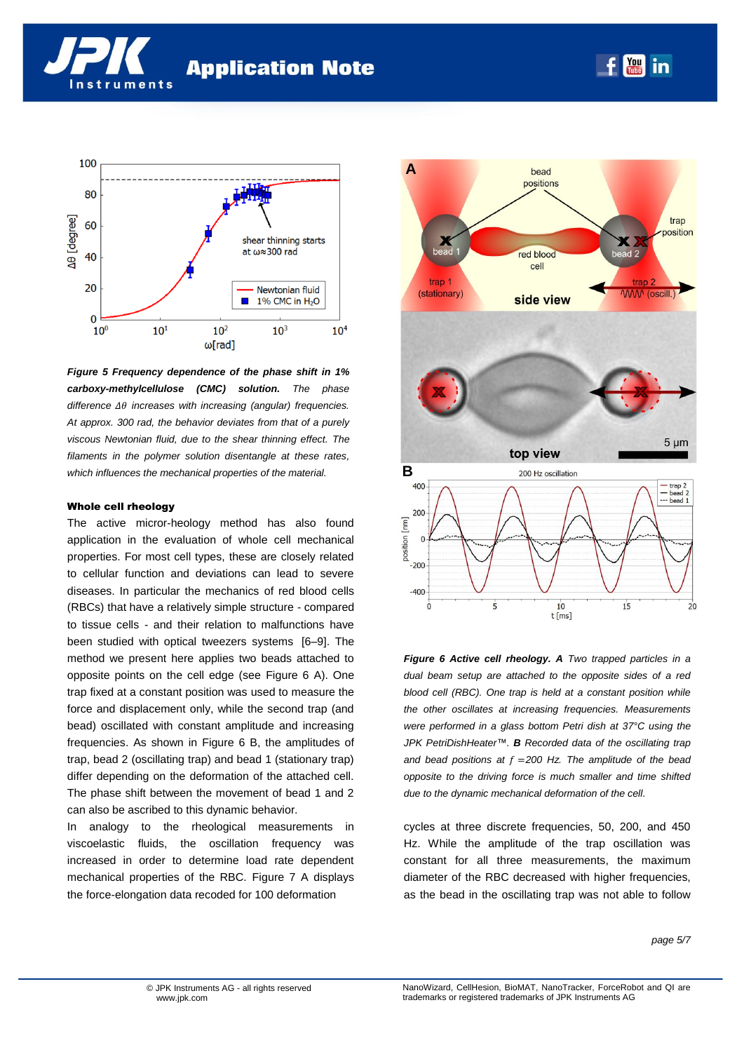*Figure 5 Frequency dependence of the phase shift in 1% carboxy-methylcellulose (CMC) solution.* *The phase difference $\Delta\theta$ increases with increasing (angular) frequencies. At approx. 300 rad, the behavior deviates from that of a purely viscous Newtonian fluid, due to the shear thinning effect. The filaments in the polymer solution disentangle at these rates, which influences the mechanical properties of the material.*

### Whole cell rheology

The active micro-rheology method has also found application in the evaluation of whole cell mechanical properties. For most cell types, these are closely related to cellular function and deviations can lead to severe diseases. In particular the mechanics of red blood cells (RBCs) that have a relatively simple structure - compared to tissue cells - and their relation to malfunctions have been studied with optical tweezers systems [6–9]. The method we present here applies two beads attached to opposite points on the cell edge (see Figure 6 A). One trap fixed at a constant position was used to measure the force and displacement only, while the second trap (and bead) oscillated with constant amplitude and increasing frequencies. As shown in Figure 6 B, the amplitudes of trap, bead 2 (oscillating trap) and bead 1 (stationary trap) differ depending on the deformation of the attached cell. The phase shift between the movement of bead 1 and 2 can also be ascribed to this dynamic behavior.

In analogy to the rheological measurements in viscoelastic fluids, the oscillation frequency was increased in order to determine load rate dependent mechanical properties of the RBC. Figure 7 A displays the force-elongation data recoded for 100 deformation

*Figure 6 Active cell rheology.* ***A*** *Two trapped particles in a dual beam setup are attached to the opposite sides of a red blood cell (RBC). One trap is held at a constant position while the other oscillates at increasing frequencies. Measurements were performed in a glass bottom Petri dish at 37°C using the JPK PetriDishHeater™.* ***B*** *Recorded data of the oscillating trap and bead positions at $f = 200$ Hz. The amplitude of the bead opposite to the driving force is much smaller and time shifted due to the dynamic mechanical deformation of the cell.*

cycles at three discrete frequencies, 50, 200, and 450 Hz. While the amplitude of the trap oscillation was constant for all three measurements, the maximum diameter of the RBC decreased with higher frequencies, as the bead in the oscillating trap was not able to follow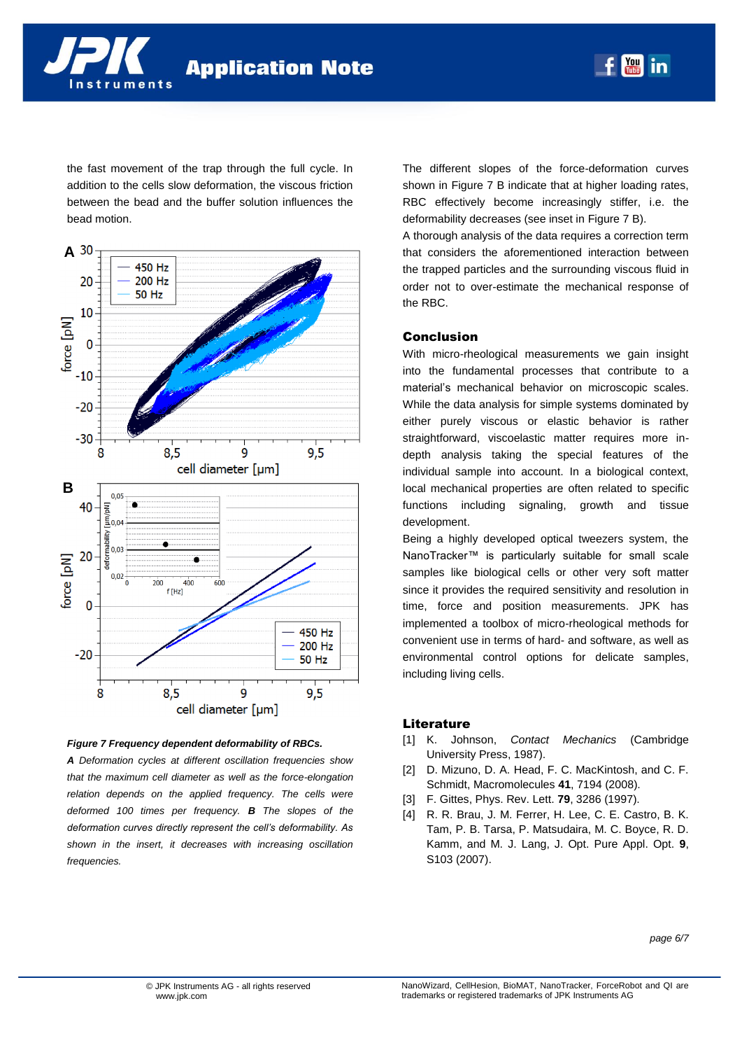the fast movement of the trap through the full cycle. In addition to the cells slow deformation, the viscous friction between the bead and the buffer solution influences the bead motion.

*Figure 7* ***Frequency dependent deformability of RBCs.***
***A*** *Deformation cycles at different oscillation frequencies show that the maximum cell diameter as well as the force-elongation relation depends on the applied frequency. The cells were deformed 100 times per frequency.* ***B*** *The slopes of the deformation curves directly represent the cell's deformability. As shown in the insert, it decreases with increasing oscillation frequencies.*

The different slopes of the force-deformation curves shown in Figure 7 B indicate that at higher loading rates, RBC effectively become increasingly stiffer, i.e. the deformability decreases (see inset in Figure 7 B).

A thorough analysis of the data requires a correction term that considers the aforementioned interaction between the trapped particles and the surrounding viscous fluid in order not to over-estimate the mechanical response of the RBC.

## Conclusion

With micro-rheological measurements we gain insight into the fundamental processes that contribute to a material's mechanical behavior on microscopic scales. While the data analysis for simple systems dominated by either purely viscous or elastic behavior is rather straightforward, viscoelastic matter requires more in-depth analysis taking the special features of the individual sample into account. In a biological context, local mechanical properties are often related to specific functions including signaling, growth and tissue development.

Being a highly developed optical tweezers system, the NanoTracker™ is particularly suitable for small scale samples like biological cells or other very soft matter since it provides the required sensitivity and resolution in time, force and position measurements. JPK has implemented a toolbox of micro-rheological methods for convenient use in terms of hard- and software, as well as environmental control options for delicate samples, including living cells.

## Literature

[1] K. Johnson, *Contact Mechanics* (Cambridge University Press, 1987).

[2] D. Mizuno, D. A. Head, F. C. MacKintosh, and C. F. Schmidt, Macromolecules **41**, 7194 (2008).

[3] F. Gittes, Phys. Rev. Lett. **79**, 3286 (1997).

[4] R. R. Brau, J. M. Ferrer, H. Lee, C. E. Castro, B. K. Tam, P. B. Tarsa, P. Matsudaira, M. C. Boyce, R. D. Kamm, and M. J. Lang, J. Opt. Pure Appl. Opt. **9**, S103 (2007).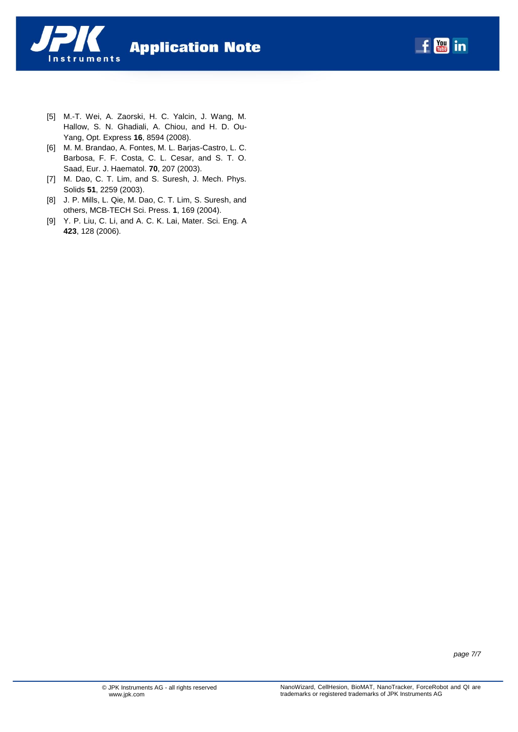[5] M.-T. Wei, A. Zaorski, H. C. Yalcin, J. Wang, M. Hallow, S. N. Ghadiali, A. Chiou, and H. D. Ou-Yang, Opt. Express **16**, 8594 (2008).

[6] M. M. Brandao, A. Fontes, M. L. Barjas-Castro, L. C. Barbosa, F. F. Costa, C. L. Cesar, and S. T. O. Saad, Eur. J. Haematol. **70**, 207 (2003).

[7] M. Dao, C. T. Lim, and S. Suresh, J. Mech. Phys. Solids **51**, 2259 (2003).

[8] J. P. Mills, L. Qie, M. Dao, C. T. Lim, S. Suresh, and others, MCB-TECH Sci. Press. **1**, 169 (2004).

[9] Y. P. Liu, C. Li, and A. C. K. Lai, Mater. Sci. Eng. A **423**, 128 (2006).